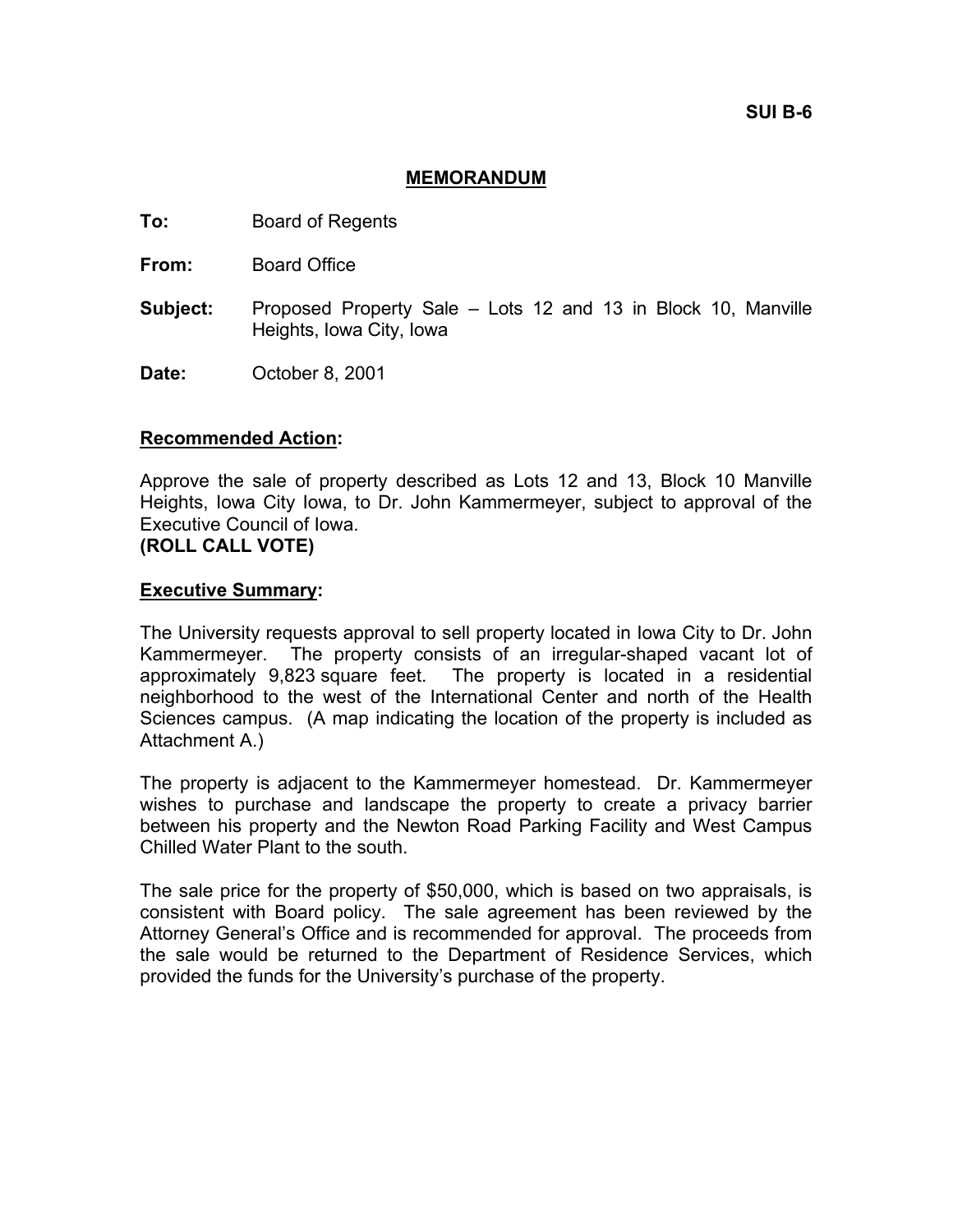**SUI B-6**

# MEMORANDUM

**To:** Board of Regents

**From:** Board Office

**Subject:** Proposed Property Sale – Lots 12 and 13 in Block 10, Manville Heights, Iowa City, Iowa

**Date:** October 8, 2001

## Recommended Action:

Approve the sale of property described as Lots 12 and 13, Block 10 Manville Heights, Iowa City Iowa, to Dr. John Kammermeyer, subject to approval of the Executive Council of Iowa.
**(ROLL CALL VOTE)**

## Executive Summary:

The University requests approval to sell property located in Iowa City to Dr. John Kammermeyer. The property consists of an irregular-shaped vacant lot of approximately 9,823 square feet. The property is located in a residential neighborhood to the west of the International Center and north of the Health Sciences campus. (A map indicating the location of the property is included as Attachment A.)

The property is adjacent to the Kammermeyer homestead. Dr. Kammermeyer wishes to purchase and landscape the property to create a privacy barrier between his property and the Newton Road Parking Facility and West Campus Chilled Water Plant to the south.

The sale price for the property of $50,000, which is based on two appraisals, is consistent with Board policy. The sale agreement has been reviewed by the Attorney General's Office and is recommended for approval. The proceeds from the sale would be returned to the Department of Residence Services, which provided the funds for the University's purchase of the property.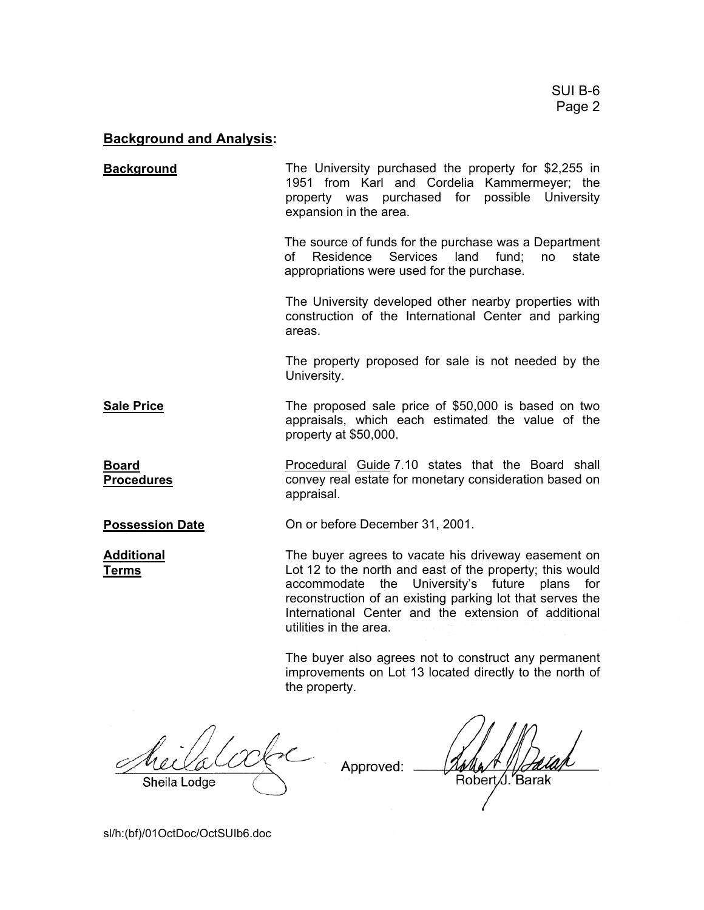## **Background and Analysis:**

**Background**

The University purchased the property for $2,255 in 1951 from Karl and Cordelia Kammermeyer; the property was purchased for possible University expansion in the area.

The source of funds for the purchase was a Department of Residence Services land fund; no state appropriations were used for the purchase.

The University developed other nearby properties with construction of the International Center and parking areas.

The property proposed for sale is not needed by the University.

**Sale Price**

The proposed sale price of $50,000 is based on two appraisals, which each estimated the value of the property at $50,000.

**Board Procedures**

Procedural Guide 7.10 states that the Board shall convey real estate for monetary consideration based on appraisal.

**Possession Date**

On or before December 31, 2001.

**Additional Terms**

The buyer agrees to vacate his driveway easement on Lot 12 to the north and east of the property; this would accommodate the University's future plans for reconstruction of an existing parking lot that serves the International Center and the extension of additional utilities in the area.

The buyer also agrees not to construct any permanent improvements on Lot 13 located directly to the north of the property.

Sheila Lodge

Approved: Robert J. Barak

sl/h:(bf)/01OctDoc/OctSUIb6.doc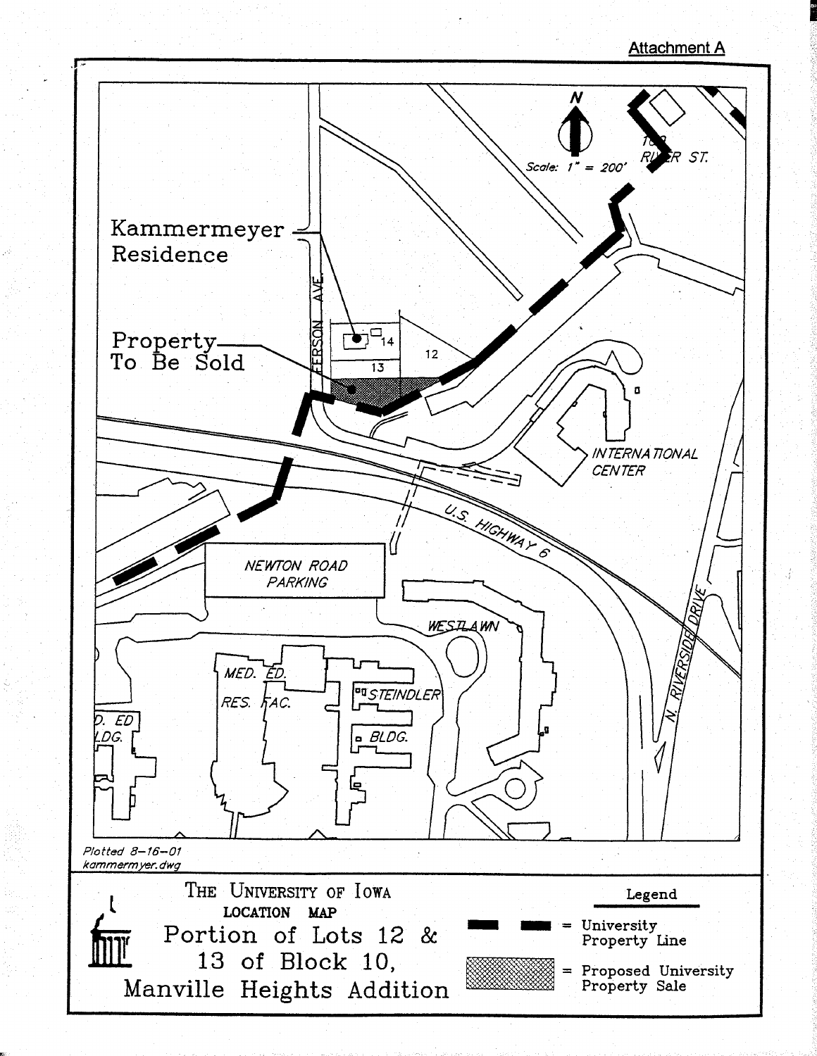Attachment A

Kammermeyer Residence

Property To Be Sold

N

Scale: 1" = 200'

RIVER ST.

JEFFERSON AVE.

14

12

13

INTERNATIONAL CENTER

U.S. HIGHWAY 6

NEWTON ROAD PARKING

WESTLAWN

MED. ED. RES. FAC.

STEINDLER BLDG.

N. RIVERSIDE DRIVE

Plotted 8-16-01
kammermyer.dwg

THE UNIVERSITY OF IOWA

LOCATION MAP

Portion of Lots 12 & 13 of Block 10, Manville Heights Addition

Legend

= University Property Line

= Proposed University Property Sale